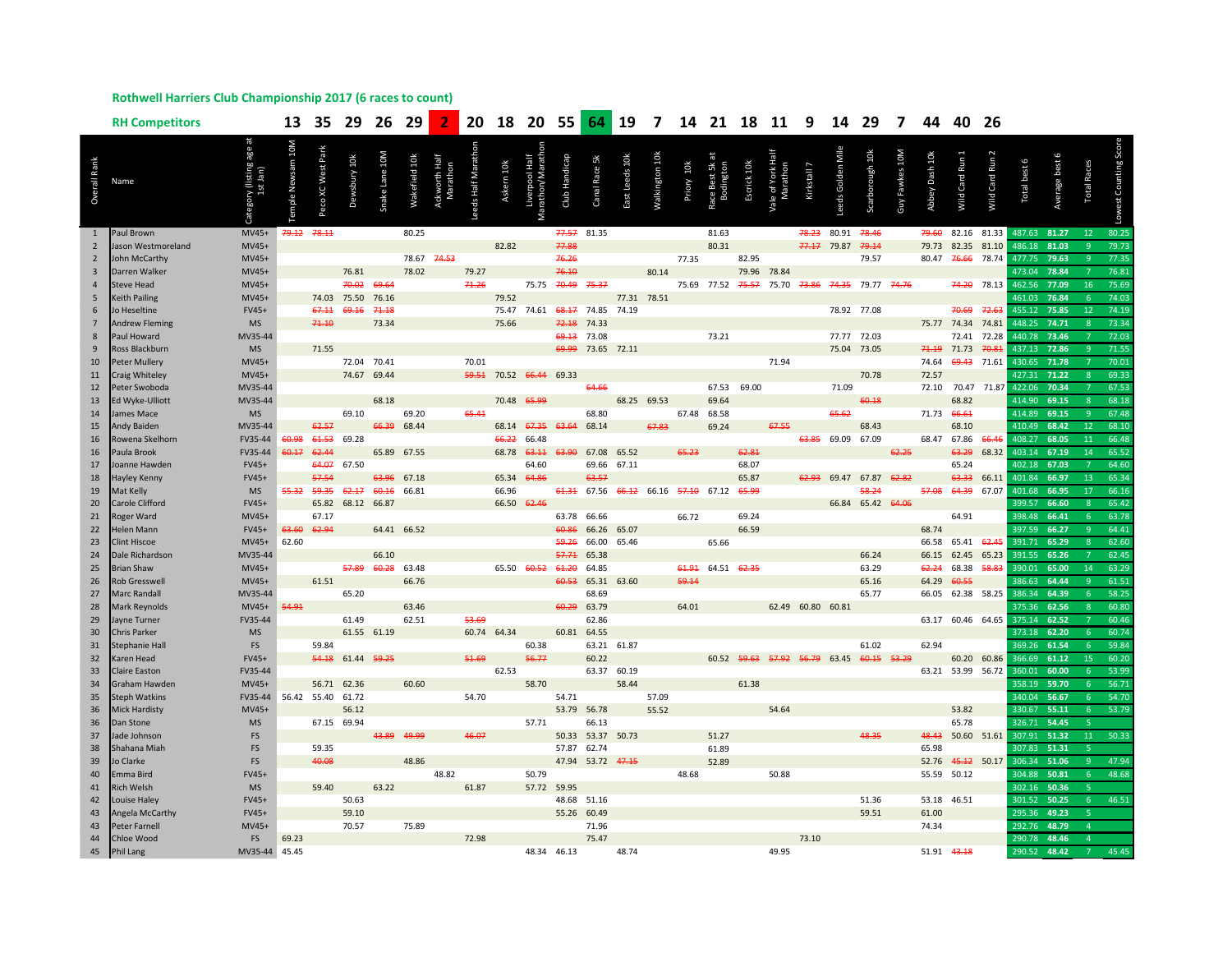## Rothwell Harriers Club Championship 2017 (6 races to count)

### RH Competitors

| Overall Rank | Name | Category (listing age at 1st Jan) | Temple Newsam 10M | Peco XC West Park | Dewsbury 10k | Snake Lane 10M | Wakefield 10k | Ackworth Half Marathon | Leeds Half Marathon | Askern 10k | Liverpool Half Marathon/Marathon | Club Handicap | Canal Race 5k | East Leeds 10k | Walkington 10k | Priory 10k | Race Best 5k at Bodington | Escrick 10k | Vale of York Half Marathon | Kirkstall 7 | Leeds Golden Mile | Scarborough 10k | Guy Fawkes 10M | Abbey Dash 10k | Wild Card Run 1 | Wild Card Run 2 | Total best 6 | Average best 6 | Total Races | Lowest Counting Score |
|---|---|---|---|---|---|---|---|---|---|---|---|---|---|---|---|---|---|---|---|---|---|---|---|---|---|---|---|---|---|---|
| | | | 13 | 35 | 29 | 26 | 29 | 2 | 20 | 18 | 20 | 55 | 64 | 19 | 7 | 14 | 21 | 18 | 11 | 9 | 14 | 29 | 7 | 44 | 40 | 26 | | | | |
| 1 | Paul Brown | MV45+ | ~~79.12~~ | ~~78.11~~ | | | 80.25 | | | | | ~~77.57~~ | 81.35 | | | | 81.63 | | | ~~78.23~~ | 80.91 | ~~78.46~~ | | ~~79.60~~ | 82.16 | 81.33 | 487.63 | 81.27 | 12 | 80.25 |
| 2 | Jason Westmoreland | MV45+ | | | | | | | | 82.82 | | ~~77.88~~ | | | | | 80.31 | | | ~~77.17~~ | 79.87 | ~~79.14~~ | | 79.73 | 82.35 | 81.10 | 486.18 | 81.03 | 9 | 79.73 |
| 2 | John McCarthy | MV45+ | | | | | 78.67 | ~~74.53~~ | | | | ~~76.26~~ | | | | 77.35 | | 82.95 | | | | 79.57 | | 80.47 | ~~76.66~~ | 78.74 | 477.75 | 79.63 | 9 | 77.35 |
| 3 | Darren Walker | MV45+ | | | 76.81 | | 78.02 | | 79.27 | | | ~~76.10~~ | | | 80.14 | | | 79.96 | 78.84 | | | | | | | | 473.04 | 78.84 | 7 | 76.81 |
| 4 | Steve Head | MV45+ | | | ~~70.02~~ | ~~69.64~~ | | | ~~71.26~~ | | 75.75 | ~~70.49~~ | ~~75.37~~ | | | 75.69 | 77.52 | ~~75.57~~ | 75.70 | ~~73.86~~ | ~~74.35~~ | 79.77 | ~~74.76~~ | | ~~74.20~~ | 78.13 | 462.56 | 77.09 | 16 | 75.69 |
| 5 | Keith Pailing | MV45+ | | 74.03 | 75.50 | 76.16 | | | | 79.52 | | | | 77.31 | 78.51 | | | | | | | | | | | | 461.03 | 76.84 | 6 | 74.03 |
| 6 | Jo Heseltine | FV45+ | | ~~67.11~~ | ~~69.16~~ | ~~71.18~~ | | | | 75.47 | 74.61 | ~~68.17~~ | 74.85 | 74.19 | | | | | | | 78.92 | 77.08 | | | ~~70.69~~ | ~~72.63~~ | 455.12 | 75.85 | 12 | 74.19 |
| 7 | Andrew Fleming | MS | | ~~71.10~~ | | 73.34 | | | | 75.66 | | ~~72.18~~ | 74.33 | | | | | | | | | | | 75.77 | 74.34 | 74.81 | 448.25 | 74.71 | 8 | 73.34 |
| 8 | Paul Howard | MV35-44 | | | | | | | | | | ~~69.13~~ | 73.08 | | | | 73.21 | | | | 77.77 | 72.03 | | | 72.41 | 72.28 | 440.78 | 73.46 | 7 | 72.03 |
| 9 | Ross Blackburn | MS | | 71.55 | | | | | | | | ~~69.99~~ | 73.65 | 72.11 | | | | | | | 75.04 | 73.05 | | ~~71.19~~ | 71.73 | ~~70.81~~ | 437.13 | 72.86 | 9 | 71.55 |
| 10 | Peter Mullery | MV45+ | | | 72.04 | 70.41 | | | 70.01 | | | | | | | | | | 71.94 | | | | | 74.64 | ~~69.43~~ | 71.61 | 430.65 | 71.78 | 7 | 70.01 |
| 11 | Craig Whiteley | MV45+ | | | 74.67 | 69.44 | | | ~~59.51~~ | 70.52 | ~~66.44~~ | 69.33 | | | | | | | | | | 70.78 | | 72.57 | | | 427.31 | 71.22 | 8 | 69.33 |
| 12 | Peter Swoboda | MV35-44 | | | | | | | | | | | ~~64.66~~ | | | | 67.53 | 69.00 | | | 71.09 | | | 72.10 | 70.47 | 71.87 | 422.06 | 70.34 | 7 | 67.53 |
| 13 | Ed Wyke-Ulliott | MV35-44 | | | | 68.18 | | | | 70.48 | ~~65.99~~ | | | 68.25 | 69.53 | | 69.64 | | | | | ~~60.18~~ | | | 68.82 | | 414.90 | 69.15 | 8 | 68.18 |
| 14 | James Mace | MS | | | 69.10 | | 69.20 | | ~~65.41~~ | | | | 68.80 | | | 67.48 | 68.58 | | | | ~~65.62~~ | | | 71.73 | ~~66.61~~ | | 414.89 | 69.15 | 9 | 67.48 |
| 15 | Andy Baiden | MV35-44 | | ~~62.57~~ | | ~~66.39~~ | 68.44 | | | 68.14 | ~~67.35~~ | ~~63.64~~ | 68.14 | | ~~67.83~~ | | 69.24 | | ~~67.55~~ | | | 68.43 | | | 68.10 | | 410.49 | 68.42 | 12 | 68.10 |
| 16 | Rowena Skelhorn | FV35-44 | ~~60.98~~ | ~~61.53~~ | 69.28 | | | | | ~~66.22~~ | 66.48 | | | | | | | | | ~~63.85~~ | 69.09 | 67.09 | | 68.47 | 67.86 | ~~66.46~~ | 408.27 | 68.05 | 11 | 66.48 |
| 16 | Paula Brook | FV35-44 | ~~60.17~~ | ~~62.44~~ | | 65.89 | 67.55 | | | 68.78 | ~~63.11~~ | ~~63.90~~ | 67.08 | 65.52 | | ~~65.23~~ | | ~~62.81~~ | | | | | ~~62.25~~ | | ~~63.29~~ | 68.32 | 403.14 | 67.19 | 14 | 65.52 |
| 17 | Joanne Hawden | FV45+ | | ~~64.07~~ | 67.50 | | | | | | 64.60 | | 69.66 | 67.11 | | | | 68.07 | | | | | | | 65.24 | | 402.18 | 67.03 | 7 | 64.60 |
| 18 | Hayley Kenny | FV45+ | | ~~57.54~~ | | ~~63.96~~ | 67.18 | | | 65.34 | ~~64.86~~ | | ~~63.57~~ | | | | | 65.87 | | ~~62.93~~ | 69.47 | 67.87 | ~~62.82~~ | | ~~63.33~~ | 66.11 | 401.84 | 66.97 | 13 | 65.34 |
| 19 | Mat Kelly | MS | ~~55.32~~ | ~~59.35~~ | ~~62.17~~ | ~~60.16~~ | 66.81 | | | 66.96 | | ~~61.31~~ | 67.56 | ~~66.12~~ | 66.16 | ~~57.10~~ | 67.12 | ~~65.99~~ | | | | ~~58.24~~ | | ~~57.08~~ | ~~64.39~~ | 67.07 | 401.68 | 66.95 | 17 | 66.16 |
| 20 | Carole Clifford | FV45+ | | 65.82 | 68.12 | 66.87 | | | | 66.50 | ~~62.46~~ | | | | | | | | | | 66.84 | 65.42 | ~~64.06~~ | | | | 399.57 | 66.60 | 8 | 65.42 |
| 21 | Roger Ward | MV45+ | | 67.17 | | | | | | | | 63.78 | 66.66 | | | 66.72 | | 69.24 | | | | | | | 64.91 | | 398.48 | 66.41 | 6 | 63.78 |
| 22 | Helen Mann | FV45+ | ~~63.60~~ | ~~62.94~~ | | 64.41 | 66.52 | | | | | ~~60.86~~ | 66.26 | 65.07 | | | | 66.59 | | | | | | 68.74 | | | 397.59 | 66.27 | 9 | 64.41 |
| 23 | Clint Hiscoe | MV45+ | 62.60 | | | | | | | | | ~~59.26~~ | 66.00 | 65.46 | | | 65.66 | | | | | | | 66.58 | 65.41 | ~~62.45~~ | 391.71 | 65.29 | 8 | 62.60 |
| 24 | Dale Richardson | MV35-44 | | | | 66.10 | | | | | | ~~57.71~~ | 65.38 | | | | | | | | | 66.24 | | 66.15 | 62.45 | 65.23 | 391.55 | 65.26 | 7 | 62.45 |
| 25 | Brian Shaw | MV45+ | | | ~~57.89~~ | ~~60.28~~ | 63.48 | | | 65.50 | ~~60.52~~ | ~~61.20~~ | 64.85 | | | ~~61.91~~ | 64.51 | ~~62.35~~ | | | | 63.29 | | ~~62.24~~ | 68.38 | ~~58.83~~ | 390.01 | 65.00 | 14 | 63.29 |
| 26 | Rob Gresswell | MV45+ | | 61.51 | | | 66.76 | | | | | ~~60.53~~ | 65.31 | 63.60 | | ~~59.14~~ | | | | | | 65.16 | | 64.29 | ~~60.55~~ | | 386.63 | 64.44 | 9 | 61.51 |
| 27 | Marc Randall | MV35-44 | | | 65.20 | | | | | | | | 68.69 | | | | | | | | | 65.77 | | 66.05 | 62.38 | 58.25 | 386.34 | 64.39 | 6 | 58.25 |
| 28 | Mark Reynolds | MV45+ | ~~54.91~~ | | | | 63.46 | | | | | ~~60.29~~ | 63.79 | | | 64.01 | | | 62.49 | 60.80 | 60.81 | | | | | | 375.36 | 62.56 | 8 | 60.80 |
| 29 | Jayne Turner | FV35-44 | | | 61.49 | | 62.51 | | ~~53.69~~ | | | | 62.86 | | | | | | | | | | | 63.17 | 60.46 | 64.65 | 375.14 | 62.52 | 7 | 60.46 |
| 30 | Chris Parker | MS | | | 61.55 | 61.19 | | | 60.74 | 64.34 | | 60.81 | 64.55 | | | | | | | | | | | | | | 373.18 | 62.20 | 6 | 60.74 |
| 31 | Stephanie Hall | FS | | 59.84 | | | | | | | 60.38 | | 63.21 | 61.87 | | | | | | | | 61.02 | | 62.94 | | | 369.26 | 61.54 | 6 | 59.84 |
| 32 | Karen Head | FV45+ | | ~~54.18~~ | 61.44 | ~~59.25~~ | | | ~~51.69~~ | | ~~56.77~~ | | 60.22 | | | | 60.52 | ~~59.63~~ | ~~57.92~~ | ~~56.79~~ | 63.45 | ~~60.15~~ | ~~53.29~~ | | 60.20 | 60.86 | 366.69 | 61.12 | 15 | 60.20 |
| 33 | Claire Easton | FV35-44 | | | | | | | | 62.53 | | | 63.37 | 60.19 | | | | | | | | | | 63.21 | 53.99 | 56.72 | 360.01 | 60.00 | 6 | 53.99 |
| 34 | Graham Hawden | MV45+ | | 56.71 | 62.36 | | 60.60 | | | | 58.70 | | | 58.44 | | | | 61.38 | | | | | | | | | 358.19 | 59.70 | 6 | 56.71 |
| 35 | Steph Watkins | FV35-44 | 56.42 | 55.40 | 61.72 | | | | 54.70 | | | 54.71 | | | 57.09 | | | | | | | | | | | | 340.04 | 56.67 | 6 | 54.70 |
| 36 | Mick Hardisty | MV45+ | | | 56.12 | | | | | | | 53.79 | 56.78 | | 55.52 | | | | 54.64 | | | | | | 53.82 | | 330.67 | 55.11 | 6 | 53.79 |
| 36 | Dan Stone | MS | | 67.15 | 69.94 | | | | | | 57.71 | | 66.13 | | | | | | | | | | | | 65.78 | | 326.71 | 54.45 | 5 | |
| 37 | Jade Johnson | FS | | | | ~~43.89~~ | ~~49.99~~ | | ~~46.07~~ | | | 50.33 | 53.37 | 50.73 | | | 51.27 | | | | | ~~48.35~~ | | ~~48.43~~ | 50.60 | 51.61 | 307.91 | 51.32 | 11 | 50.33 |
| 38 | Shahana Miah | FS | | 59.35 | | | | | | | | 57.87 | 62.74 | | | | 61.89 | | | | | | | 65.98 | | | 307.83 | 51.31 | 5 | |
| 39 | Jo Clarke | FS | | ~~40.08~~ | | | 48.86 | | | | | 47.94 | 53.72 | ~~47.15~~ | | | 52.89 | | | | | | | 52.76 | ~~45.12~~ | 50.17 | 306.34 | 51.06 | 9 | 47.94 |
| 40 | Emma Bird | FV45+ | | | | | | 48.82 | | | 50.79 | | | | | 48.68 | | | 50.88 | | | | | 55.59 | 50.12 | | 304.88 | 50.81 | 6 | 48.68 |
| 41 | Rich Welsh | MS | | 59.40 | | 63.22 | | | 61.87 | | 57.72 | 59.95 | | | | | | | | | | | | | | | 302.16 | 50.36 | 5 | |
| 42 | Louise Haley | FV45+ | | | 50.63 | | | | | | | 48.68 | 51.16 | | | | | | | | | 51.36 | | 53.18 | 46.51 | | 301.52 | 50.25 | 6 | 46.51 |
| 43 | Angela McCarthy | FV45+ | | | 59.10 | | | | | | | 55.26 | 60.49 | | | | | | | | | 59.51 | | 61.00 | | | 295.36 | 49.23 | 5 | |
| 43 | Peter Farnell | MV45+ | | | 70.57 | | 75.89 | | | | | | 71.96 | | | | | | | | | | | 74.34 | | | 292.76 | 48.79 | 4 | |
| 44 | Chloe Wood | FS | 69.23 | | | | | | 72.98 | | | | 75.47 | | | | | | | 73.10 | | | | | | | 290.78 | 48.46 | 4 | |
| 45 | Phil Lang | MV35-44 | 45.45 | | | | | | | | 48.34 | 46.13 | | 48.74 | | | | | 49.95 | | | | | 51.91 | ~~43.18~~ | | 290.52 | 48.42 | 7 | 45.45 |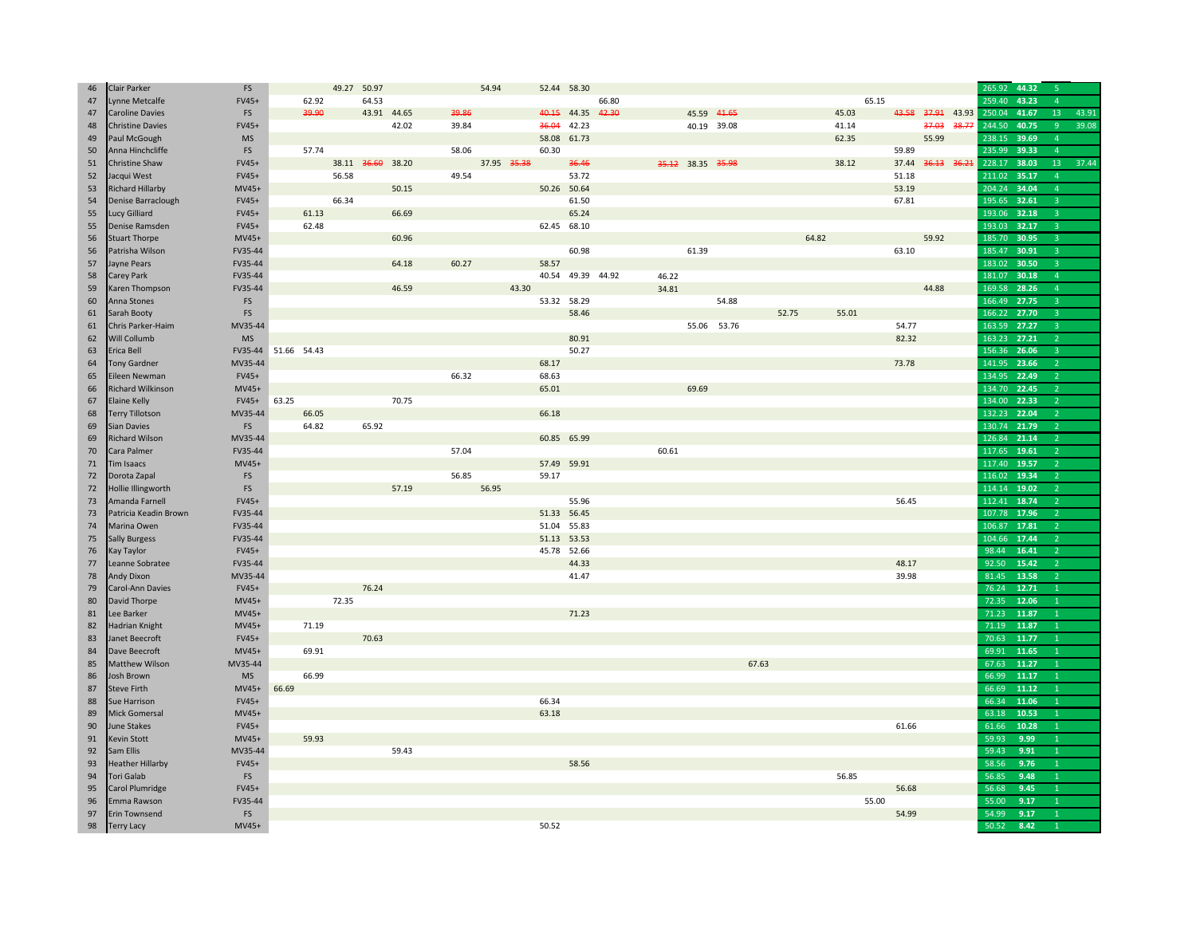| | | | | | | | | | | | | | | | | | | | | | | | | | | | | | |
|---|---|---|---|---|---|---|---|---|---|---|---|---|---|---|---|---|---|---|---|---|---|---|---|---|---|---|---|---|---|
| 46 | Clair Parker | FS | | | 49.27 | 50.97 | | | | 54.94 | | 52.44 | 58.30 | | | | | | | | | | | | | | 265.92 | 44.32 | 5 | |
| 47 | Lynne Metcalfe | FV45+ | | 62.92 | | 64.53 | | | | | | | | 66.80 | | | | | | | | | 65.15 | | | | 259.40 | 43.23 | 4 | |
| 47 | Caroline Davies | FS | | ~~39.90~~ | | 43.91 | 44.65 | | ~~39.86~~ | | | ~~40.15~~ | 44.35 | ~~42.30~~ | | | 45.59 | ~~41.65~~ | | | | 45.03 | | ~~43.58~~ | ~~37.91~~ | 43.93 | 250.04 | 41.67 | 13 | 43.91 |
| 48 | Christine Davies | FV45+ | | | | | 42.02 | | 39.84 | | | ~~36.04~~ | 42.23 | | | | 40.19 | 39.08 | | | | 41.14 | | | ~~37.03~~ | ~~38.77~~ | 244.50 | 40.75 | 9 | 39.08 |
| 49 | Paul McGough | MS | | | | | | | | | | 58.08 | 61.73 | | | | | | | | | 62.35 | | | 55.99 | | 238.15 | 39.69 | 4 | |
| 50 | Anna Hinchcliffe | FS | | 57.74 | | | | | 58.06 | | | 60.30 | | | | | | | | | | | | 59.89 | | | 235.99 | 39.33 | 4 | |
| 51 | Christine Shaw | FV45+ | | | 38.11 | ~~36.60~~ | 38.20 | | | 37.95 | ~~35.38~~ | | ~~36.46~~ | | | ~~35.12~~ | 38.35 | ~~35.98~~ | | | | 38.12 | | 37.44 | ~~36.13~~ | ~~36.21~~ | 228.17 | 38.03 | 13 | 37.44 |
| 52 | Jacqui West | FV45+ | | | 56.58 | | | | 49.54 | | | | 53.72 | | | | | | | | | | | 51.18 | | | 211.02 | 35.17 | 4 | |
| 53 | Richard Hillarby | MV45+ | | | | | 50.15 | | | | | 50.26 | 50.64 | | | | | | | | | | | 53.19 | | | 204.24 | 34.04 | 4 | |
| 54 | Denise Barraclough | FV45+ | | | 66.34 | | | | | | | | 61.50 | | | | | | | | | | | 67.81 | | | 195.65 | 32.61 | 3 | |
| 55 | Lucy Gilliard | FV45+ | | 61.13 | | | 66.69 | | | | | | 65.24 | | | | | | | | | | | | | | 193.06 | 32.18 | 3 | |
| 55 | Denise Ramsden | FV45+ | | 62.48 | | | | | | | | 62.45 | 68.10 | | | | | | | | | | | | | | 193.03 | 32.17 | 3 | |
| 56 | Stuart Thorpe | MV45+ | | | | | 60.96 | | | | | | | | | | | | | | 64.82 | | | | 59.92 | | 185.70 | 30.95 | 3 | |
| 56 | Patrisha Wilson | FV35-44 | | | | | | | | | | | 60.98 | | | | 61.39 | | | | | | | 63.10 | | | 185.47 | 30.91 | 3 | |
| 57 | Jayne Pears | FV35-44 | | | | | 64.18 | | 60.27 | | | 58.57 | | | | | | | | | | | | | | | 183.02 | 30.50 | 3 | |
| 58 | Carey Park | FV35-44 | | | | | | | | | | 40.54 | 49.39 | 44.92 | | 46.22 | | | | | | | | | | | 181.07 | 30.18 | 4 | |
| 59 | Karen Thompson | FV35-44 | | | | | 46.59 | | | | 43.30 | | | | | 34.81 | | | | | | | | | 44.88 | | 169.58 | 28.26 | 4 | |
| 60 | Anna Stones | FS | | | | | | | | | | 53.32 | 58.29 | | | | | 54.88 | | | | | | | | | 166.49 | 27.75 | 3 | |
| 61 | Sarah Booty | FS | | | | | | | | | | | 58.46 | | | | | | | 52.75 | | 55.01 | | | | | 166.22 | 27.70 | 3 | |
| 61 | Chris Parker-Haim | MV35-44 | | | | | | | | | | | | | | | 55.06 | 53.76 | | | | | | 54.77 | | | 163.59 | 27.27 | 3 | |
| 62 | Will Collumb | MS | | | | | | | | | | | 80.91 | | | | | | | | | | | 82.32 | | | 163.23 | 27.21 | 2 | |
| 63 | Erica Bell | FV35-44 | 51.66 | 54.43 | | | | | | | | | 50.27 | | | | | | | | | | | | | | 156.36 | 26.06 | 3 | |
| 64 | Tony Gardner | MV35-44 | | | | | | | | | | 68.17 | | | | | | | | | | | | 73.78 | | | 141.95 | 23.66 | 2 | |
| 65 | Eileen Newman | FV45+ | | | | | | | 66.32 | | | 68.63 | | | | | | | | | | | | | | | 134.95 | 22.49 | 2 | |
| 66 | Richard Wilkinson | MV45+ | | | | | | | | | | 65.01 | | | | | 69.69 | | | | | | | | | | 134.70 | 22.45 | 2 | |
| 67 | Elaine Kelly | FV45+ | 63.25 | | | | 70.75 | | | | | | | | | | | | | | | | | | | | 134.00 | 22.33 | 2 | |
| 68 | Terry Tillotson | MV35-44 | | 66.05 | | | | | | | | 66.18 | | | | | | | | | | | | | | | 132.23 | 22.04 | 2 | |
| 69 | Sian Davies | FS | | 64.82 | | 65.92 | | | | | | | | | | | | | | | | | | | | | 130.74 | 21.79 | 2 | |
| 69 | Richard Wilson | MV35-44 | | | | | | | | | | 60.85 | 65.99 | | | | | | | | | | | | | | 126.84 | 21.14 | 2 | |
| 70 | Cara Palmer | FV35-44 | | | | | | | 57.04 | | | | | | | 60.61 | | | | | | | | | | | 117.65 | 19.61 | 2 | |
| 71 | Tim Isaacs | MV45+ | | | | | | | | | | 57.49 | 59.91 | | | | | | | | | | | | | | 117.40 | 19.57 | 2 | |
| 72 | Dorota Zapal | FS | | | | | | | 56.85 | | | 59.17 | | | | | | | | | | | | | | | 116.02 | 19.34 | 2 | |
| 72 | Hollie Illingworth | FS | | | | | 57.19 | | | 56.95 | | | | | | | | | | | | | | | | | 114.14 | 19.02 | 2 | |
| 73 | Amanda Farnell | FV45+ | | | | | | | | | | | 55.96 | | | | | | | | | | | 56.45 | | | 112.41 | 18.74 | 2 | |
| 73 | Patricia Keadin Brown | FV35-44 | | | | | | | | | | 51.33 | 56.45 | | | | | | | | | | | | | | 107.78 | 17.96 | 2 | |
| 74 | Marina Owen | FV35-44 | | | | | | | | | | 51.04 | 55.83 | | | | | | | | | | | | | | 106.87 | 17.81 | 2 | |
| 75 | Sally Burgess | FV35-44 | | | | | | | | | | 51.13 | 53.53 | | | | | | | | | | | | | | 104.66 | 17.44 | 2 | |
| 76 | Kay Taylor | FV45+ | | | | | | | | | | 45.78 | 52.66 | | | | | | | | | | | | | | 98.44 | 16.41 | 2 | |
| 77 | Leanne Sobratee | FV35-44 | | | | | | | | | | | 44.33 | | | | | | | | | | | 48.17 | | | 92.50 | 15.42 | 2 | |
| 78 | Andy Dixon | MV35-44 | | | | | | | | | | | 41.47 | | | | | | | | | | | 39.98 | | | 81.45 | 13.58 | 2 | |
| 79 | Carol-Ann Davies | FV45+ | | | | 76.24 | | | | | | | | | | | | | | | | | | | | | 76.24 | 12.71 | 1 | |
| 80 | David Thorpe | MV45+ | | | 72.35 | | | | | | | | | | | | | | | | | | | | | | 72.35 | 12.06 | 1 | |
| 81 | Lee Barker | MV45+ | | | | | | | | | | | 71.23 | | | | | | | | | | | | | | 71.23 | 11.87 | 1 | |
| 82 | Hadrian Knight | MV45+ | | 71.19 | | | | | | | | | | | | | | | | | | | | | | | 71.19 | 11.87 | 1 | |
| 83 | Janet Beecroft | FV45+ | | | | 70.63 | | | | | | | | | | | | | | | | | | | | | 70.63 | 11.77 | 1 | |
| 84 | Dave Beecroft | MV45+ | | 69.91 | | | | | | | | | | | | | | | | | | | | | | | 69.91 | 11.65 | 1 | |
| 85 | Matthew Wilson | MV35-44 | | | | | | | | | | | | | | | | | 67.63 | | | | | | | | 67.63 | 11.27 | 1 | |
| 86 | Josh Brown | MS | | 66.99 | | | | | | | | | | | | | | | | | | | | | | | 66.99 | 11.17 | 1 | |
| 87 | Steve Firth | MV45+ | 66.69 | | | | | | | | | | | | | | | | | | | | | | | | 66.69 | 11.12 | 1 | |
| 88 | Sue Harrison | FV45+ | | | | | | | | | | 66.34 | | | | | | | | | | | | | | | 66.34 | 11.06 | 1 | |
| 89 | Mick Gomersal | MV45+ | | | | | | | | | | 63.18 | | | | | | | | | | | | | | | 63.18 | 10.53 | 1 | |
| 90 | June Stakes | FV45+ | | | | | | | | | | | | | | | | | | | | | | 61.66 | | | 61.66 | 10.28 | 1 | |
| 91 | Kevin Stott | MV45+ | | 59.93 | | | | | | | | | | | | | | | | | | | | | | | 59.93 | 9.99 | 1 | |
| 92 | Sam Ellis | MV35-44 | | | | | 59.43 | | | | | | | | | | | | | | | | | | | | 59.43 | 9.91 | 1 | |
| 93 | Heather Hillarby | FV45+ | | | | | | | | | | | 58.56 | | | | | | | | | | | | | | 58.56 | 9.76 | 1 | |
| 94 | Tori Galab | FS | | | | | | | | | | | | | | | | | | | | 56.85 | | | | | 56.85 | 9.48 | 1 | |
| 95 | Carol Plumridge | FV45+ | | | | | | | | | | | | | | | | | | | | | | 56.68 | | | 56.68 | 9.45 | 1 | |
| 96 | Emma Rawson | FV35-44 | | | | | | | | | | | | | | | | | | | | | 55.00 | | | | 55.00 | 9.17 | 1 | |
| 97 | Erin Townsend | FS | | | | | | | | | | | | | | | | | | | | | | 54.99 | | | 54.99 | 9.17 | 1 | |
| 98 | Terry Lacy | MV45+ | | | | | | | | | | 50.52 | | | | | | | | | | | | | | | 50.52 | 8.42 | 1 | |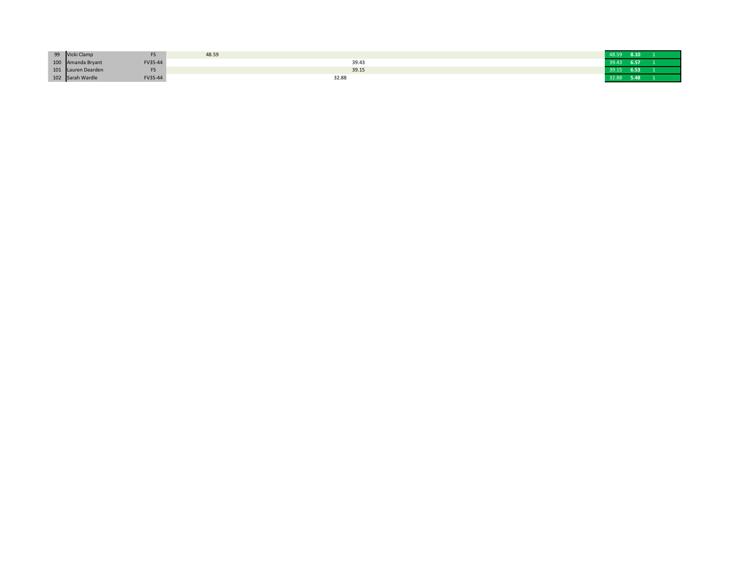| | | | | | | | | |
|---|---|---|---|---|---|---|---|---|
| 99 | Vicki Clamp | FS | 48.59 | | | 48.59 | 8.10 | 1 |
| 100 | Amanda Bryant | FV35-44 | | | 39.43 | 39.43 | 6.57 | 1 |
| 101 | Lauren Dearden | FS | | | 39.15 | 39.15 | 6.53 | 1 |
| 102 | Sarah Wardle | FV35-44 | | 32.88 | | 32.88 | 5.48 | 1 |